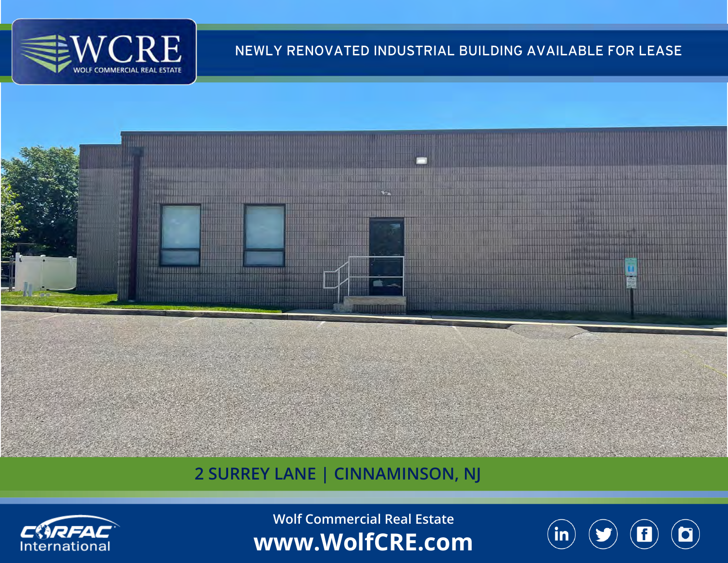WCRE
WOLF COMMERCIAL REAL ESTATE

# NEWLY RENOVATED INDUSTRIAL BUILDING AVAILABLE FOR LEASE

## 2 SURREY LANE | CINNAMINSON, NJ

CORFAC International

Wolf Commercial Real Estate

**www.WolfCRE.com**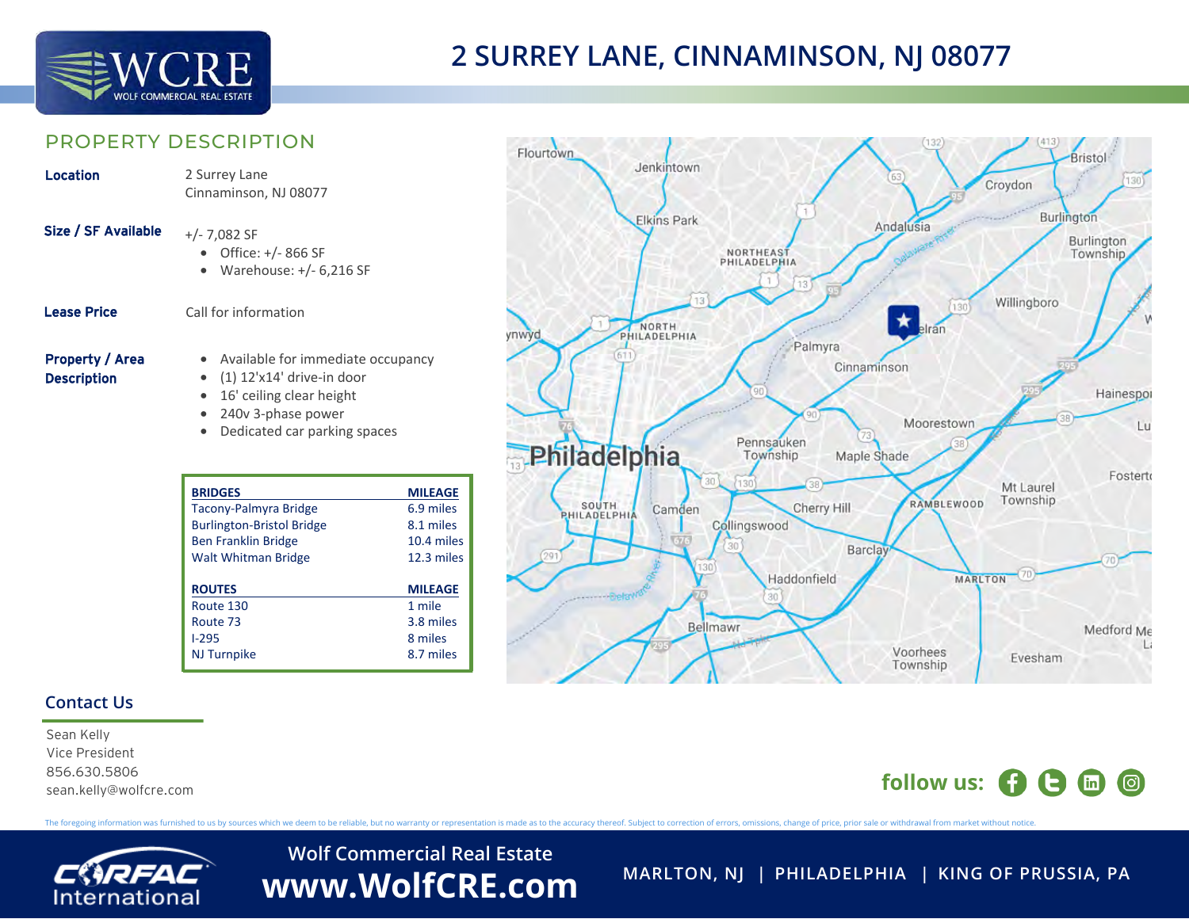# 2 SURREY LANE, CINNAMINSON, NJ 08077

## PROPERTY DESCRIPTION

**Location**

2 Surrey Lane
Cinnaminson, NJ 08077

**Size / SF Available**

+/- 7,082 SF

- Office: +/- 866 SF
- Warehouse: +/- 6,216 SF

**Lease Price**

Call for information

**Property / Area Description**

- Available for immediate occupancy
- (1) 12'x14' drive-in door
- 16' ceiling clear height
- 240v 3-phase power
- Dedicated car parking spaces

| BRIDGES | MILEAGE |
|---|---|
| Tacony-Palmyra Bridge | 6.9 miles |
| Burlington-Bristol Bridge | 8.1 miles |
| Ben Franklin Bridge | 10.4 miles |
| Walt Whitman Bridge | 12.3 miles |
| **ROUTES** | **MILEAGE** |
| Route 130 | 1 mile |
| Route 73 | 3.8 miles |
| I-295 | 8 miles |
| NJ Turnpike | 8.7 miles |

## Contact Us

Sean Kelly
Vice President
856.630.5806
sean.kelly@wolfcre.com

follow us:

The foregoing information was furnished to us by sources which we deem to be reliable, but no warranty or representation is made as to the accuracy thereof. Subject to correction of errors, omissions, change of price, prior sale or withdrawal from market without notice.

Wolf Commercial Real Estate
www.WolfCRE.com

MARLTON, NJ | PHILADELPHIA | KING OF PRUSSIA, PA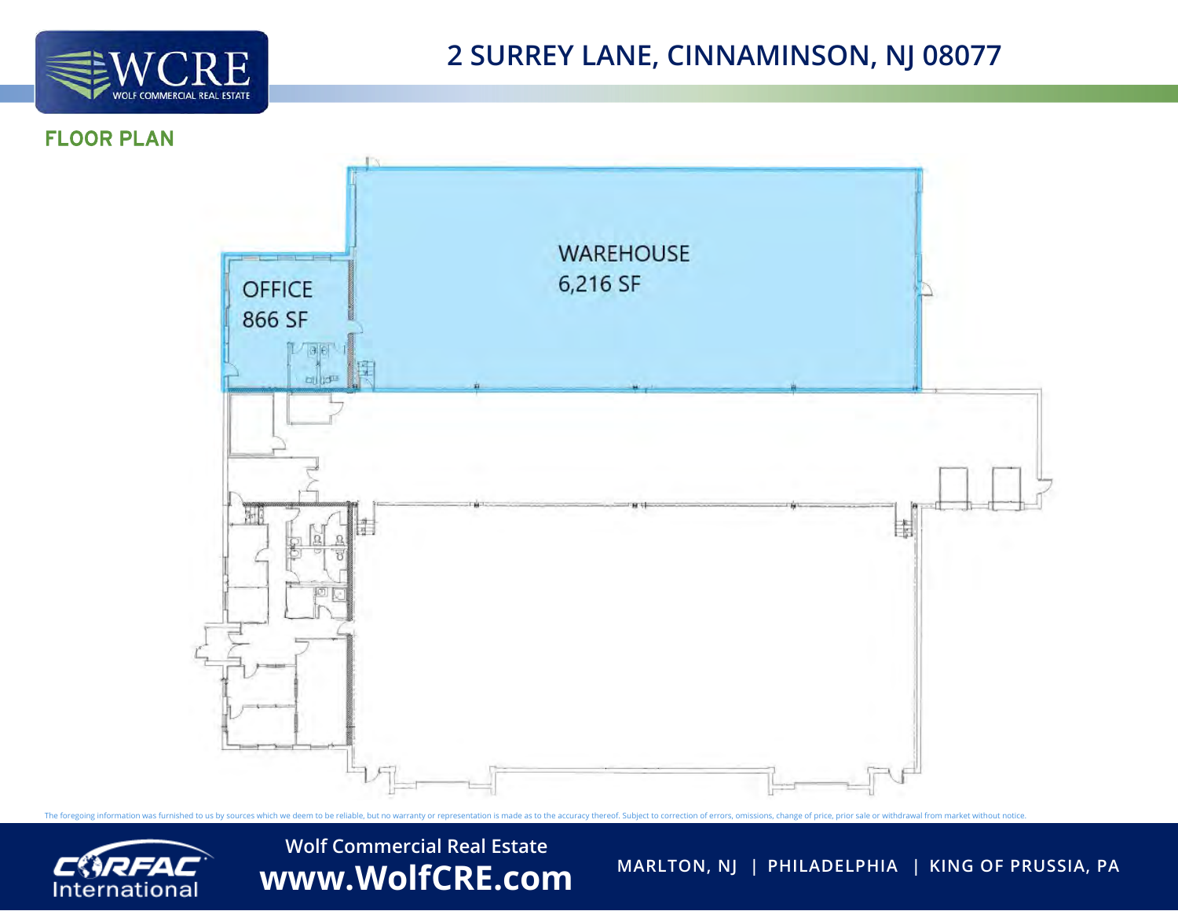# 2 SURREY LANE, CINNAMINSON, NJ 08077

## FLOOR PLAN

WAREHOUSE
6,216 SF

OFFICE
866 SF

The foregoing information was furnished to us by sources which we deem to be reliable, but no warranty or representation is made as to the accuracy thereof. Subject to correction of errors, omissions, change of price, prior sale or withdrawal from market without notice.

Wolf Commercial Real Estate
**www.WolfCRE.com**

MARLTON, NJ | PHILADELPHIA | KING OF PRUSSIA, PA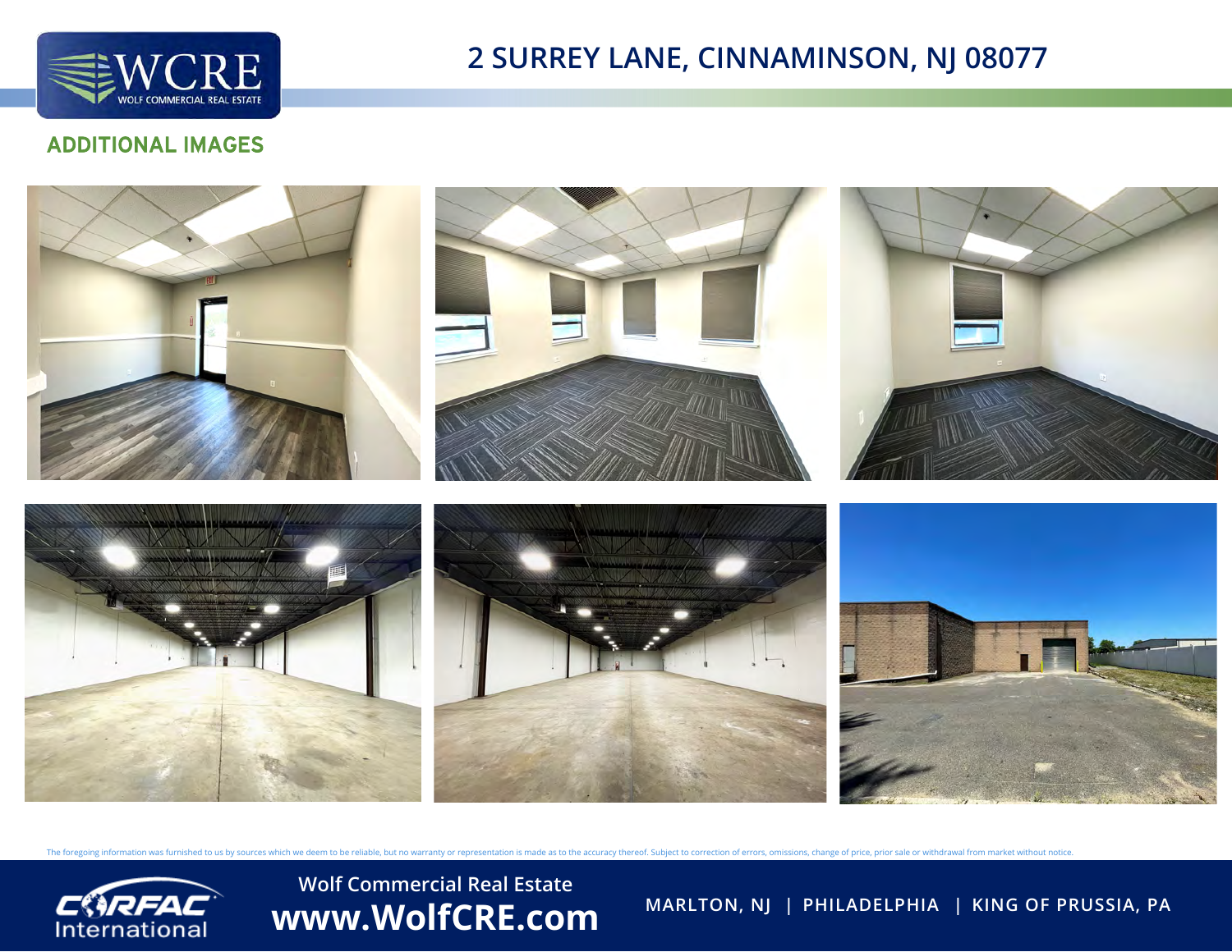# 2 SURREY LANE, CINNAMINSON, NJ 08077

## ADDITIONAL IMAGES

The foregoing information was furnished to us by sources which we deem to be reliable, but no warranty or representation is made as to the accuracy thereof. Subject to correction of errors, omissions, change of price, prior sale or withdrawal from market without notice.

Wolf Commercial Real Estate
**www.WolfCRE.com**

MARLTON, NJ | PHILADELPHIA | KING OF PRUSSIA, PA